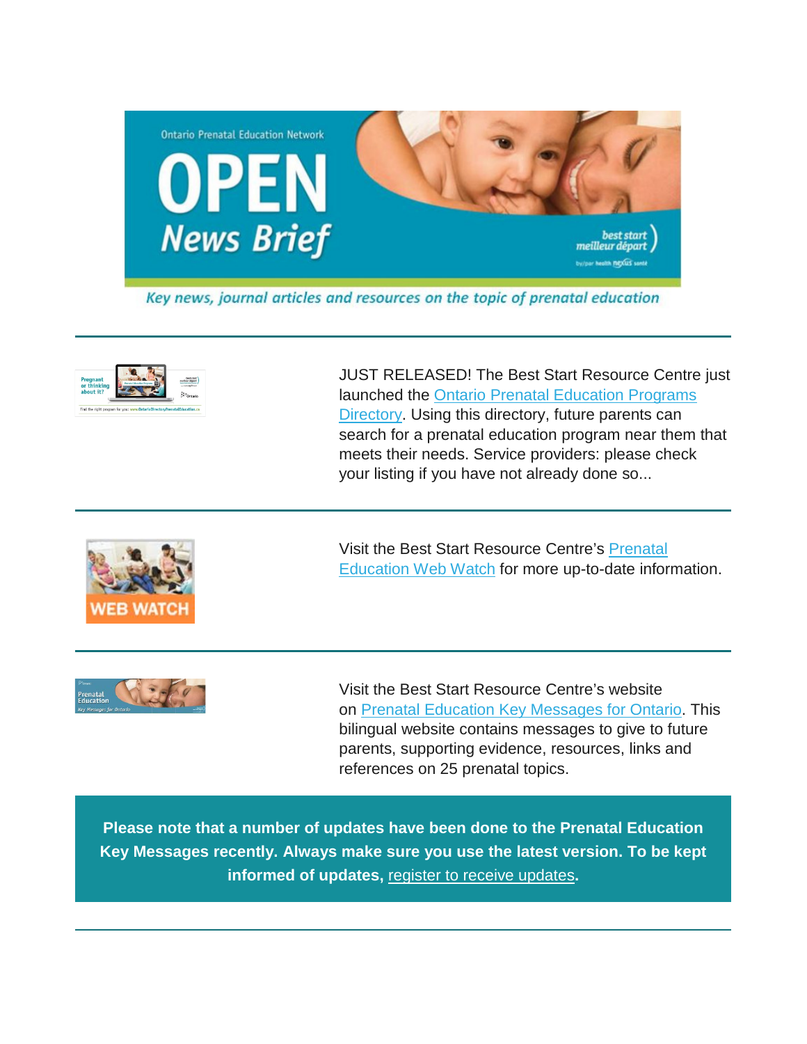Ontario Prenatal Education Network

# OPEN News Brief

*Key news, journal articles and resources on the topic of prenatal education*

---

JUST RELEASED! The Best Start Resource Centre just launched the Ontario Prenatal Education Programs Directory. Using this directory, future parents can search for a prenatal education program near them that meets their needs. Service providers: please check your listing if you have not already done so...

---

Visit the Best Start Resource Centre's Prenatal Education Web Watch for more up-to-date information.

---

Visit the Best Start Resource Centre's website on Prenatal Education Key Messages for Ontario. This bilingual website contains messages to give to future parents, supporting evidence, resources, links and references on 25 prenatal topics.

**Please note that a number of updates have been done to the Prenatal Education Key Messages recently. Always make sure you use the latest version. To be kept informed of updates, register to receive updates.**

---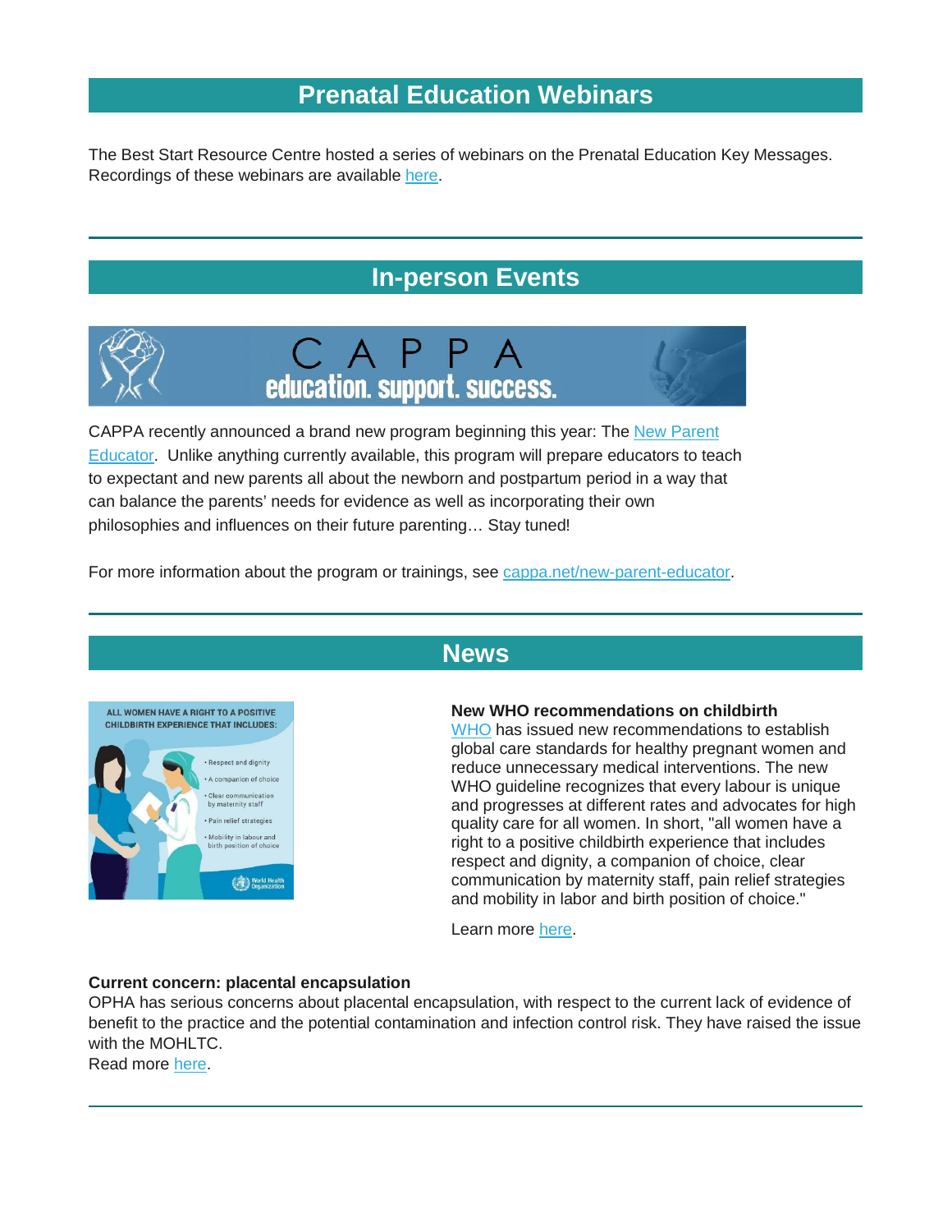## Prenatal Education Webinars

The Best Start Resource Centre hosted a series of webinars on the Prenatal Education Key Messages. Recordings of these webinars are available here.

---

## In-person Events

CAPPA recently announced a brand new program beginning this year: The New Parent Educator. Unlike anything currently available, this program will prepare educators to teach to expectant and new parents all about the newborn and postpartum period in a way that can balance the parents' needs for evidence as well as incorporating their own philosophies and influences on their future parenting… Stay tuned!

For more information about the program or trainings, see cappa.net/new-parent-educator.

---

## News

**New WHO recommendations on childbirth**
WHO has issued new recommendations to establish global care standards for healthy pregnant women and reduce unnecessary medical interventions. The new WHO guideline recognizes that every labour is unique and progresses at different rates and advocates for high quality care for all women. In short, "all women have a right to a positive childbirth experience that includes respect and dignity, a companion of choice, clear communication by maternity staff, pain relief strategies and mobility in labor and birth position of choice."

Learn more here.

**Current concern: placental encapsulation**
OPHA has serious concerns about placental encapsulation, with respect to the current lack of evidence of benefit to the practice and the potential contamination and infection control risk. They have raised the issue with the MOHLTC.
Read more here.

---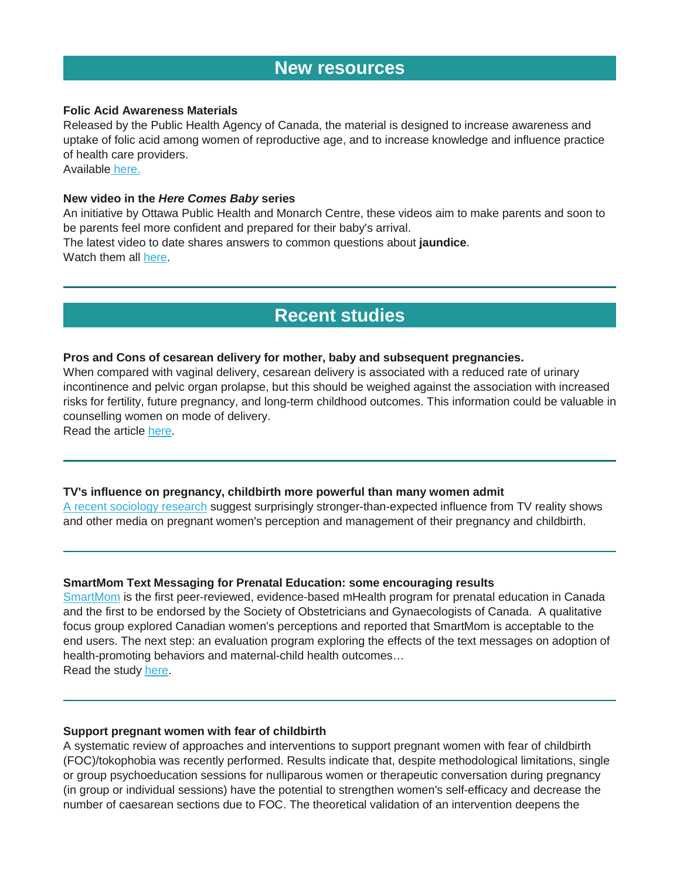## New resources

**Folic Acid Awareness Materials**
Released by the Public Health Agency of Canada, the material is designed to increase awareness and uptake of folic acid among women of reproductive age, and to increase knowledge and influence practice of health care providers.
Available here.

**New video in the *Here Comes Baby* series**
An initiative by Ottawa Public Health and Monarch Centre, these videos aim to make parents and soon to be parents feel more confident and prepared for their baby's arrival.
The latest video to date shares answers to common questions about **jaundice**.
Watch them all here.

---

## Recent studies

**Pros and Cons of cesarean delivery for mother, baby and subsequent pregnancies.**
When compared with vaginal delivery, cesarean delivery is associated with a reduced rate of urinary incontinence and pelvic organ prolapse, but this should be weighed against the association with increased risks for fertility, future pregnancy, and long-term childhood outcomes. This information could be valuable in counselling women on mode of delivery.
Read the article here.

---

**TV's influence on pregnancy, childbirth more powerful than many women admit**
A recent sociology research suggest surprisingly stronger-than-expected influence from TV reality shows and other media on pregnant women's perception and management of their pregnancy and childbirth.

---

**SmartMom Text Messaging for Prenatal Education: some encouraging results**
SmartMom is the first peer-reviewed, evidence-based mHealth program for prenatal education in Canada and the first to be endorsed by the Society of Obstetricians and Gynaecologists of Canada. A qualitative focus group explored Canadian women's perceptions and reported that SmartMom is acceptable to the end users. The next step: an evaluation program exploring the effects of the text messages on adoption of health-promoting behaviors and maternal-child health outcomes…
Read the study here.

---

**Support pregnant women with fear of childbirth**
A systematic review of approaches and interventions to support pregnant women with fear of childbirth (FOC)/tokophobia was recently performed. Results indicate that, despite methodological limitations, single or group psychoeducation sessions for nulliparous women or therapeutic conversation during pregnancy (in group or individual sessions) have the potential to strengthen women's self-efficacy and decrease the number of caesarean sections due to FOC. The theoretical validation of an intervention deepens the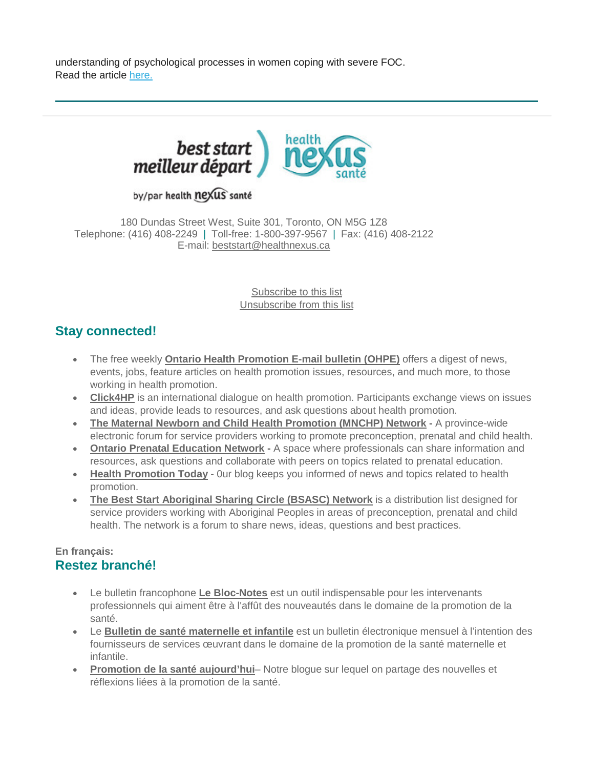understanding of psychological processes in women coping with severe FOC.
Read the article here.

---

180 Dundas Street West, Suite 301, Toronto, ON M5G 1Z8
Telephone: (416) 408-2249 | Toll-free: 1-800-397-9567 | Fax: (416) 408-2122
E-mail: beststart@healthnexus.ca

Subscribe to this list
Unsubscribe from this list

## Stay connected!

- The free weekly **Ontario Health Promotion E-mail bulletin (OHPE)** offers a digest of news, events, jobs, feature articles on health promotion issues, resources, and much more, to those working in health promotion.
- **Click4HP** is an international dialogue on health promotion. Participants exchange views on issues and ideas, provide leads to resources, and ask questions about health promotion.
- **The Maternal Newborn and Child Health Promotion (MNCHP) Network -** A province-wide electronic forum for service providers working to promote preconception, prenatal and child health.
- **Ontario Prenatal Education Network -** A space where professionals can share information and resources, ask questions and collaborate with peers on topics related to prenatal education.
- **Health Promotion Today** - 0ur blog keeps you informed of news and topics related to health promotion.
- **The Best Start Aboriginal Sharing Circle (BSASC) Network** is a distribution list designed for service providers working with Aboriginal Peoples in areas of preconception, prenatal and child health. The network is a forum to share news, ideas, questions and best practices.

**En français:**

## Restez branché!

- Le bulletin francophone **Le Bloc-Notes** est un outil indispensable pour les intervenants professionnels qui aiment être à l'affût des nouveautés dans le domaine de la promotion de la santé.
- Le **Bulletin de santé maternelle et infantile** est un bulletin électronique mensuel à l'intention des fournisseurs de services œuvrant dans le domaine de la promotion de la santé maternelle et infantile.
- **Promotion de la santé aujourd'hui**– Notre blogue sur lequel on partage des nouvelles et réflexions liées à la promotion de la santé.